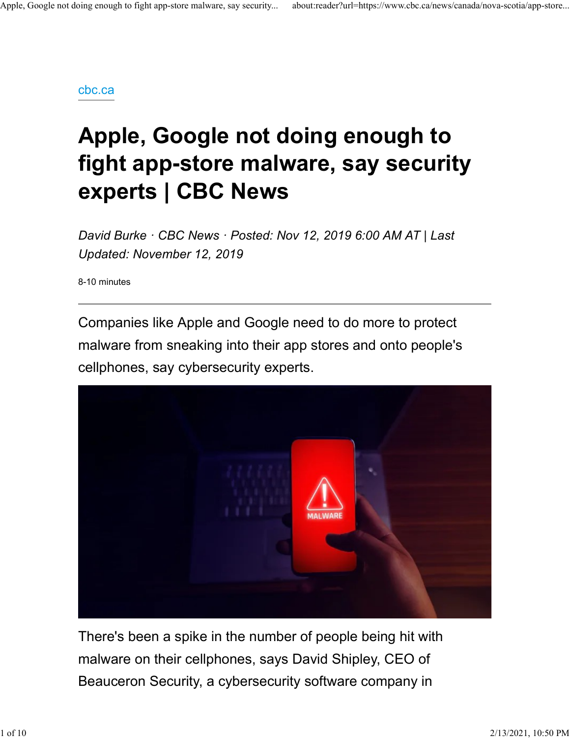cbc.ca

# Apple, Google not doing enough to fight app-store malware, say security experts | CBC News

*David Burke · CBC News · Posted: Nov 12, 2019 6:00 AM AT | Last Updated: November 12, 2019*

8-10 minutes

---

Companies like Apple and Google need to do more to protect malware from sneaking into their app stores and onto people's cellphones, say cybersecurity experts.

There's been a spike in the number of people being hit with malware on their cellphones, says David Shipley, CEO of Beauceron Security, a cybersecurity software company in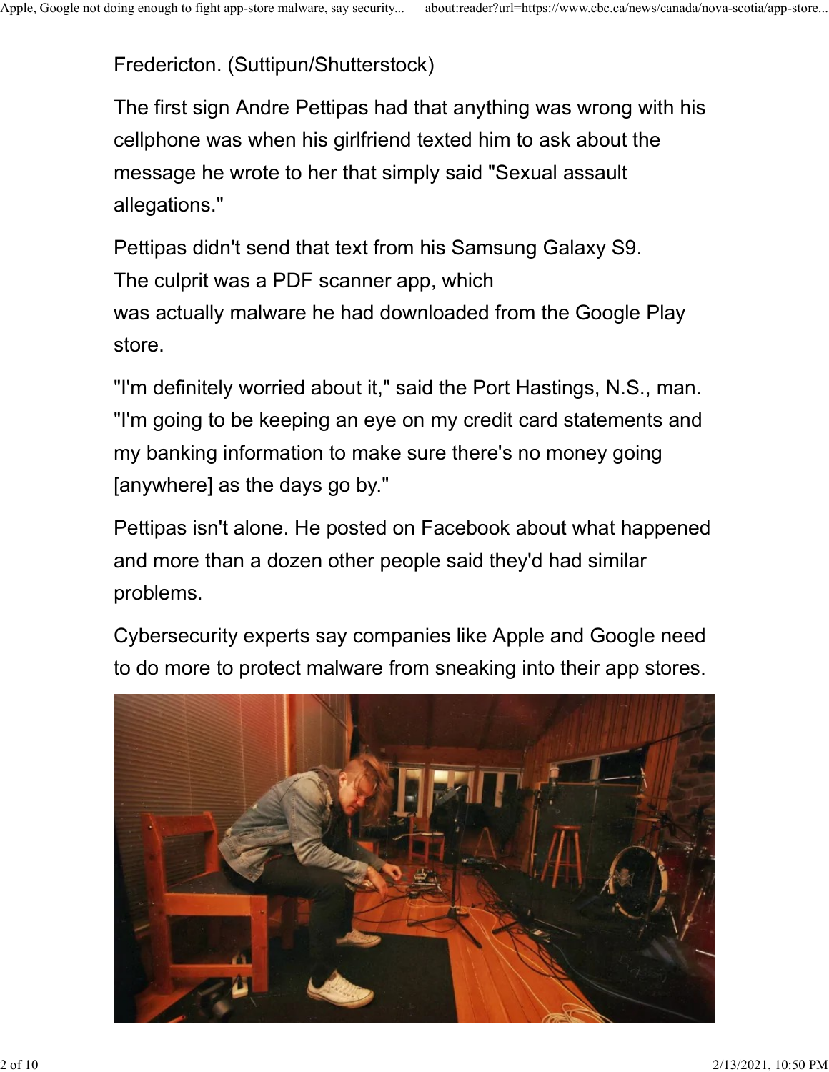Fredericton. (Suttipun/Shutterstock)

The first sign Andre Pettipas had that anything was wrong with his cellphone was when his girlfriend texted him to ask about the message he wrote to her that simply said "Sexual assault allegations."

Pettipas didn't send that text from his Samsung Galaxy S9. The culprit was a PDF scanner app, which was actually malware he had downloaded from the Google Play store.

"I'm definitely worried about it," said the Port Hastings, N.S., man. "I'm going to be keeping an eye on my credit card statements and my banking information to make sure there's no money going [anywhere] as the days go by."

Pettipas isn't alone. He posted on Facebook about what happened and more than a dozen other people said they'd had similar problems.

Cybersecurity experts say companies like Apple and Google need to do more to protect malware from sneaking into their app stores.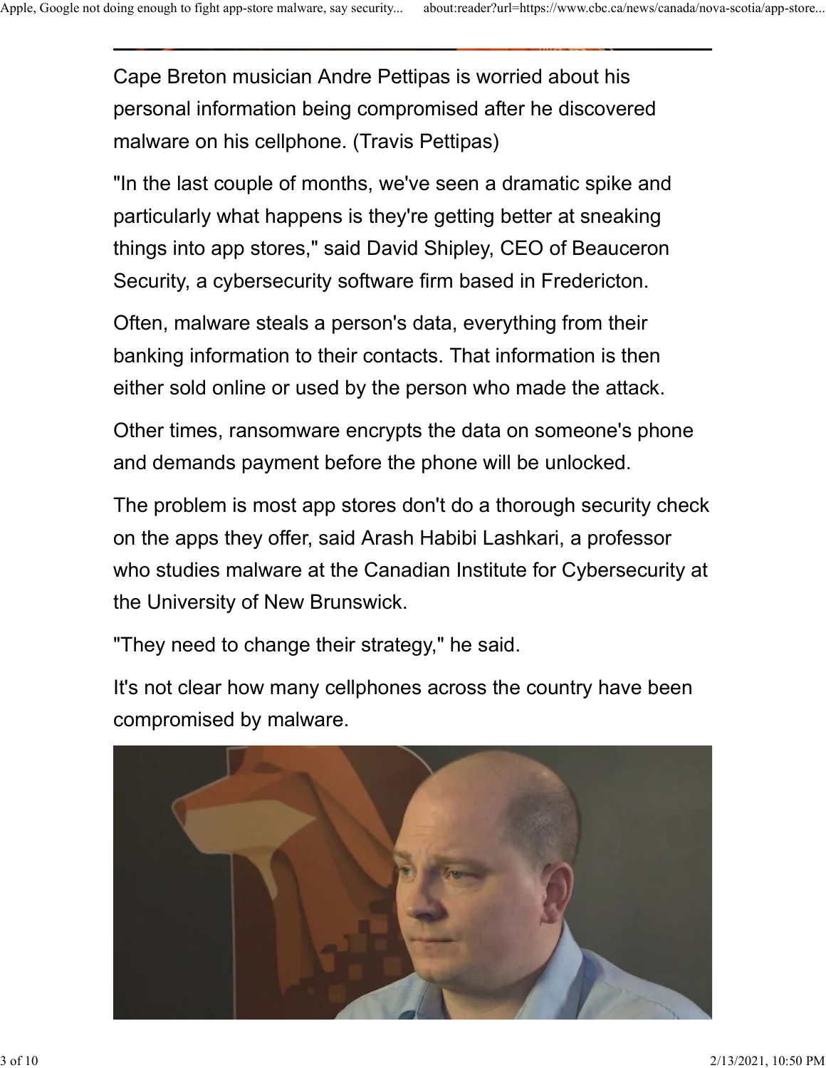Cape Breton musician Andre Pettipas is worried about his personal information being compromised after he discovered malware on his cellphone. (Travis Pettipas)

"In the last couple of months, we've seen a dramatic spike and particularly what happens is they're getting better at sneaking things into app stores," said David Shipley, CEO of Beauceron Security, a cybersecurity software firm based in Fredericton.

Often, malware steals a person's data, everything from their banking information to their contacts. That information is then either sold online or used by the person who made the attack.

Other times, ransomware encrypts the data on someone's phone and demands payment before the phone will be unlocked.

The problem is most app stores don't do a thorough security check on the apps they offer, said Arash Habibi Lashkari, a professor who studies malware at the Canadian Institute for Cybersecurity at the University of New Brunswick.

"They need to change their strategy," he said.

It's not clear how many cellphones across the country have been compromised by malware.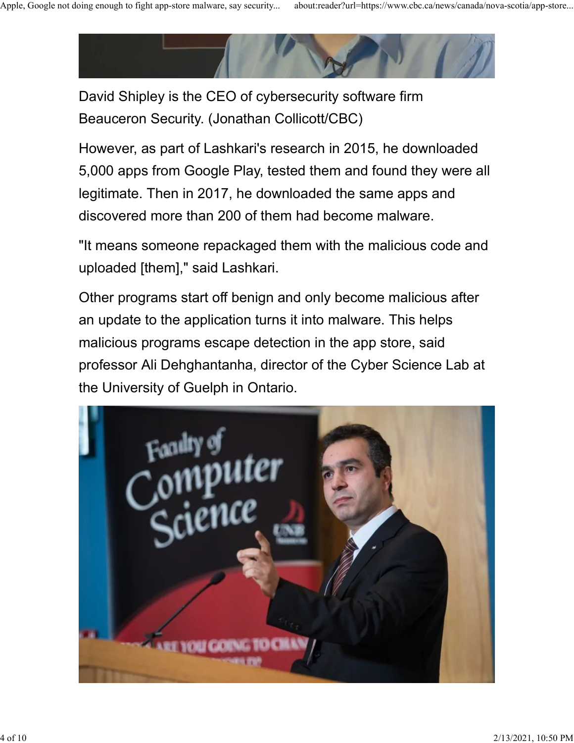David Shipley is the CEO of cybersecurity software firm Beauceron Security. (Jonathan Collicott/CBC)

However, as part of Lashkari's research in 2015, he downloaded 5,000 apps from Google Play, tested them and found they were all legitimate. Then in 2017, he downloaded the same apps and discovered more than 200 of them had become malware.

"It means someone repackaged them with the malicious code and uploaded [them]," said Lashkari.

Other programs start off benign and only become malicious after an update to the application turns it into malware. This helps malicious programs escape detection in the app store, said professor Ali Dehghantanha, director of the Cyber Science Lab at the University of Guelph in Ontario.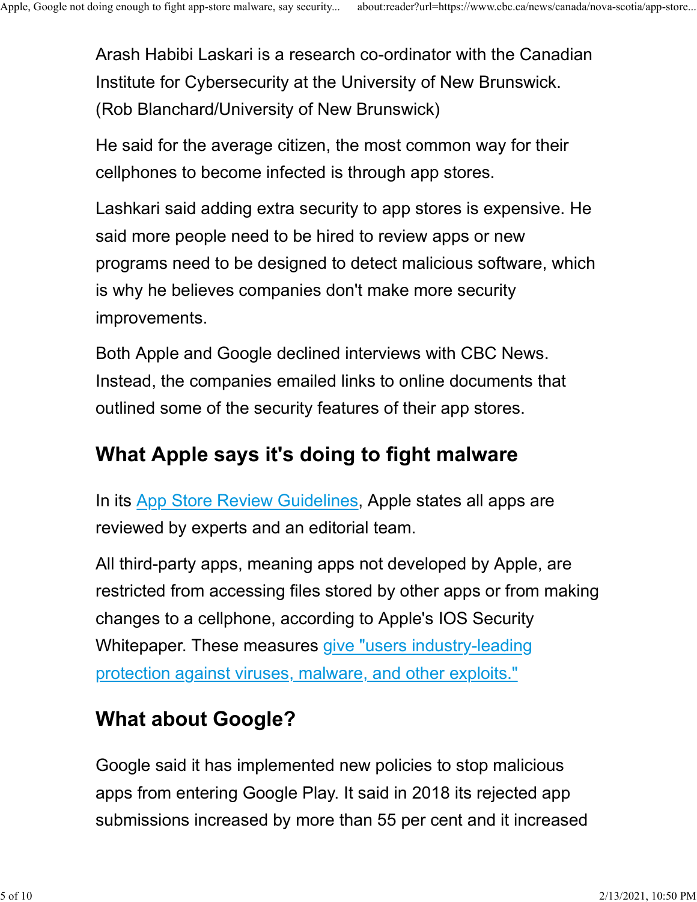Arash Habibi Laskari is a research co-ordinator with the Canadian Institute for Cybersecurity at the University of New Brunswick. (Rob Blanchard/University of New Brunswick)

He said for the average citizen, the most common way for their cellphones to become infected is through app stores.

Lashkari said adding extra security to app stores is expensive. He said more people need to be hired to review apps or new programs need to be designed to detect malicious software, which is why he believes companies don't make more security improvements.

Both Apple and Google declined interviews with CBC News. Instead, the companies emailed links to online documents that outlined some of the security features of their app stores.

## What Apple says it's doing to fight malware

In its App Store Review Guidelines, Apple states all apps are reviewed by experts and an editorial team.

All third-party apps, meaning apps not developed by Apple, are restricted from accessing files stored by other apps or from making changes to a cellphone, according to Apple's IOS Security Whitepaper. These measures give "users industry-leading protection against viruses, malware, and other exploits."

## What about Google?

Google said it has implemented new policies to stop malicious apps from entering Google Play. It said in 2018 its rejected app submissions increased by more than 55 per cent and it increased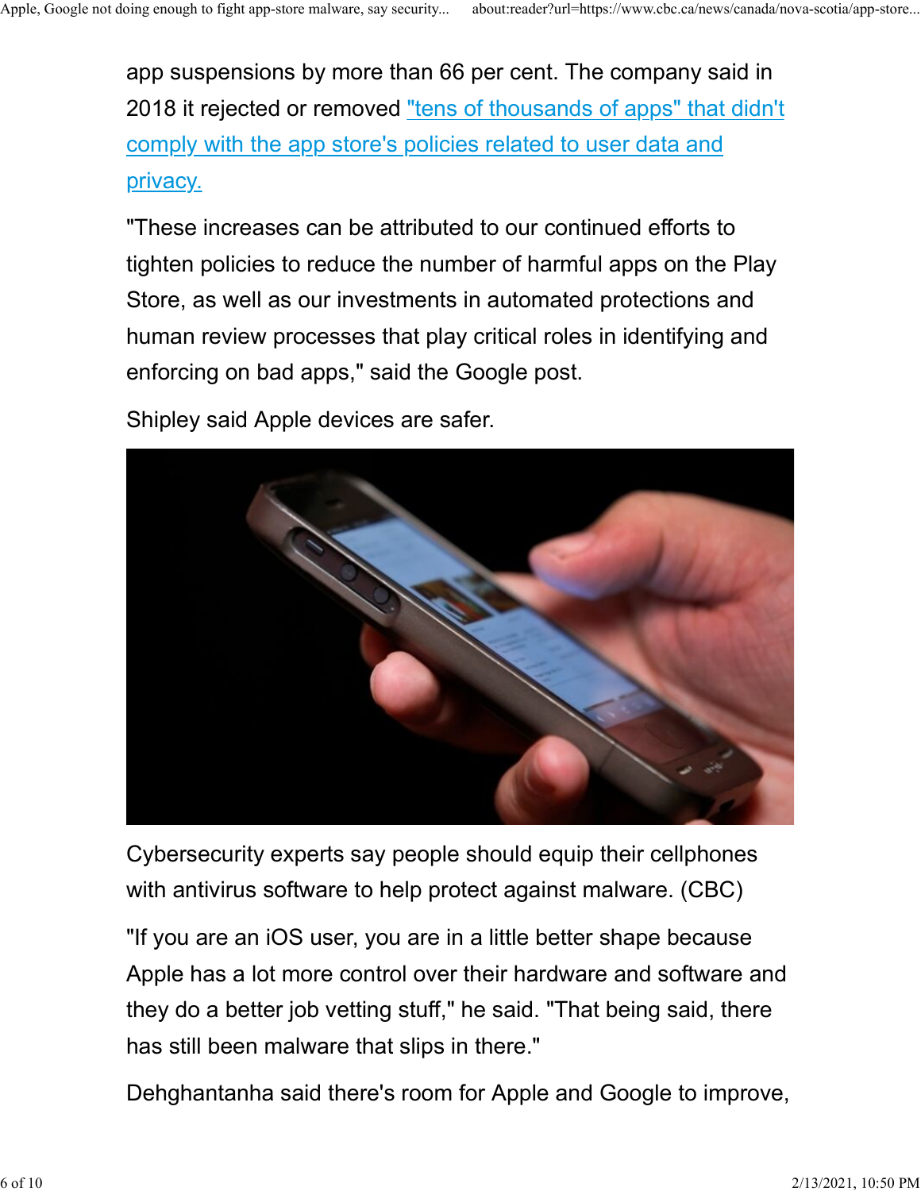app suspensions by more than 66 per cent. The company said in 2018 it rejected or removed "tens of thousands of apps" that didn't comply with the app store's policies related to user data and privacy.

"These increases can be attributed to our continued efforts to tighten policies to reduce the number of harmful apps on the Play Store, as well as our investments in automated protections and human review processes that play critical roles in identifying and enforcing on bad apps," said the Google post.

Shipley said Apple devices are safer.

Cybersecurity experts say people should equip their cellphones with antivirus software to help protect against malware. (CBC)

"If you are an iOS user, you are in a little better shape because Apple has a lot more control over their hardware and software and they do a better job vetting stuff," he said. "That being said, there has still been malware that slips in there."

Dehghantanha said there's room for Apple and Google to improve,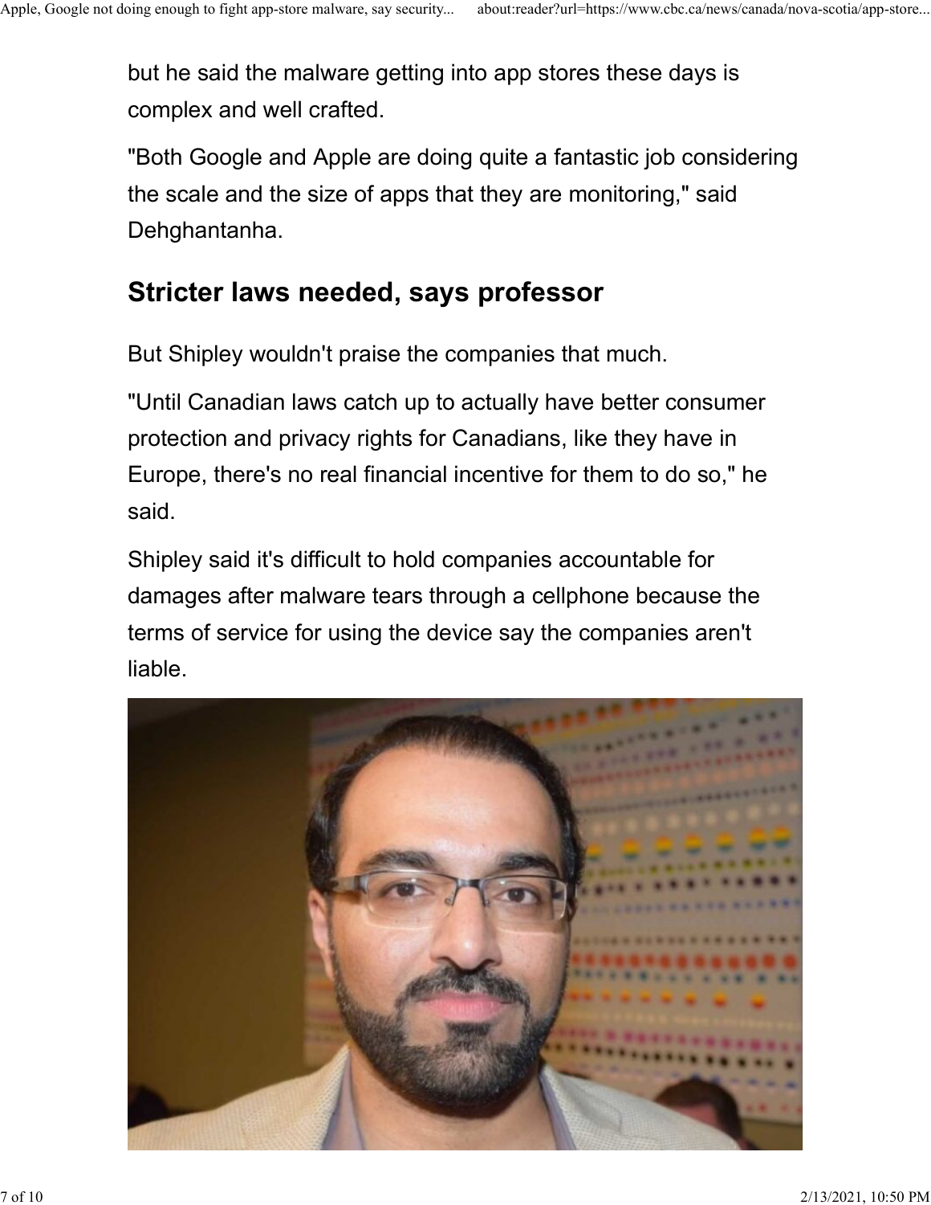but he said the malware getting into app stores these days is complex and well crafted.

"Both Google and Apple are doing quite a fantastic job considering the scale and the size of apps that they are monitoring," said Dehghantanha.

## Stricter laws needed, says professor

But Shipley wouldn't praise the companies that much.

"Until Canadian laws catch up to actually have better consumer protection and privacy rights for Canadians, like they have in Europe, there's no real financial incentive for them to do so," he said.

Shipley said it's difficult to hold companies accountable for damages after malware tears through a cellphone because the terms of service for using the device say the companies aren't liable.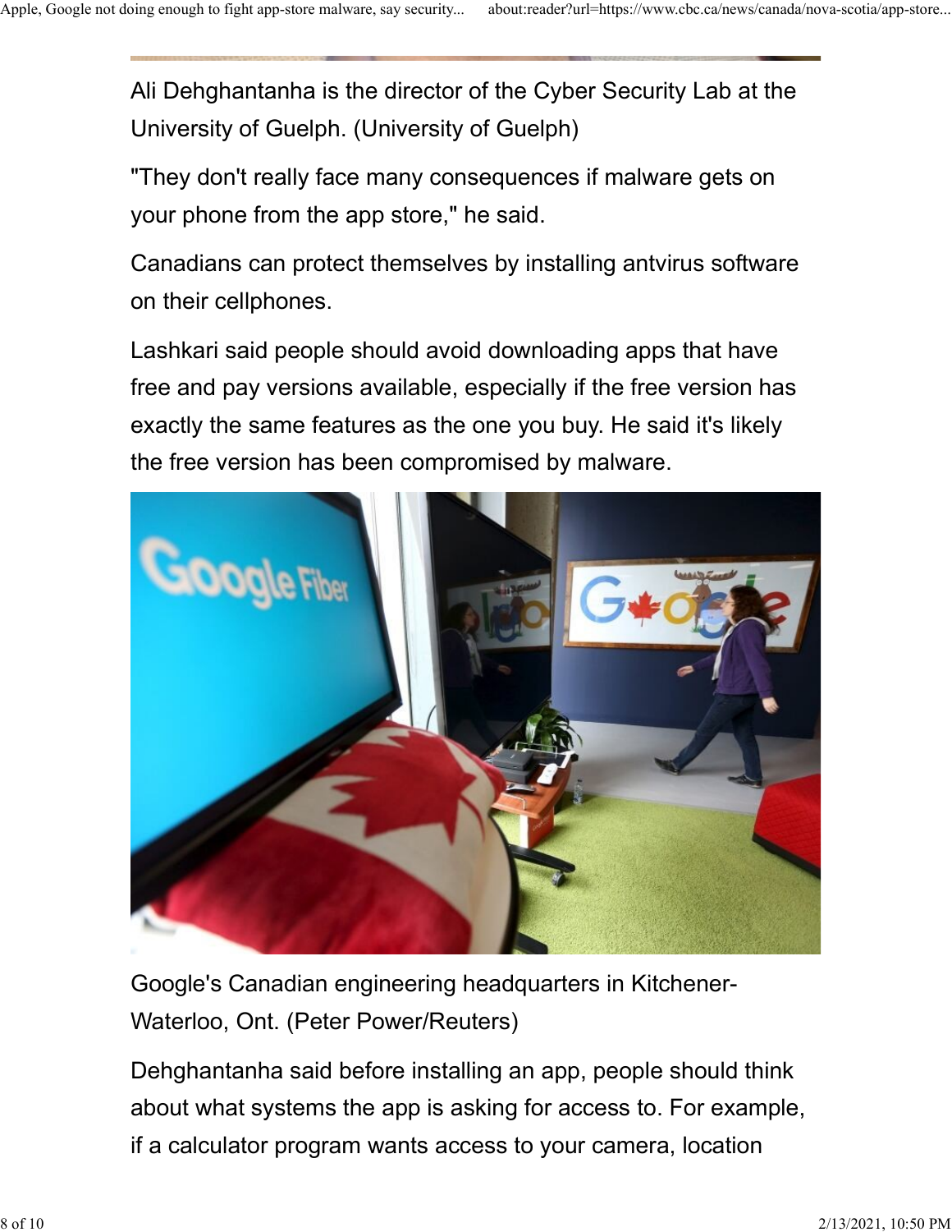Ali Dehghantanha is the director of the Cyber Security Lab at the University of Guelph. (University of Guelph)

"They don't really face many consequences if malware gets on your phone from the app store," he said.

Canadians can protect themselves by installing antvirus software on their cellphones.

Lashkari said people should avoid downloading apps that have free and pay versions available, especially if the free version has exactly the same features as the one you buy. He said it's likely the free version has been compromised by malware.

Google's Canadian engineering headquarters in Kitchener-Waterloo, Ont. (Peter Power/Reuters)

Dehghantanha said before installing an app, people should think about what systems the app is asking for access to. For example, if a calculator program wants access to your camera, location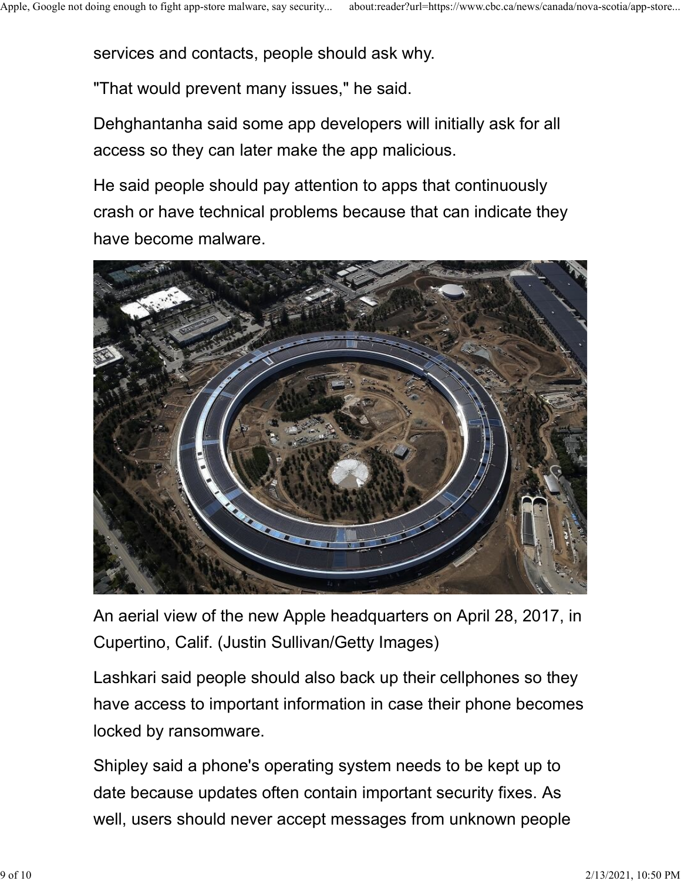services and contacts, people should ask why.

"That would prevent many issues," he said.

Dehghantanha said some app developers will initially ask for all access so they can later make the app malicious.

He said people should pay attention to apps that continuously crash or have technical problems because that can indicate they have become malware.

An aerial view of the new Apple headquarters on April 28, 2017, in Cupertino, Calif. (Justin Sullivan/Getty Images)

Lashkari said people should also back up their cellphones so they have access to important information in case their phone becomes locked by ransomware.

Shipley said a phone's operating system needs to be kept up to date because updates often contain important security fixes. As well, users should never accept messages from unknown people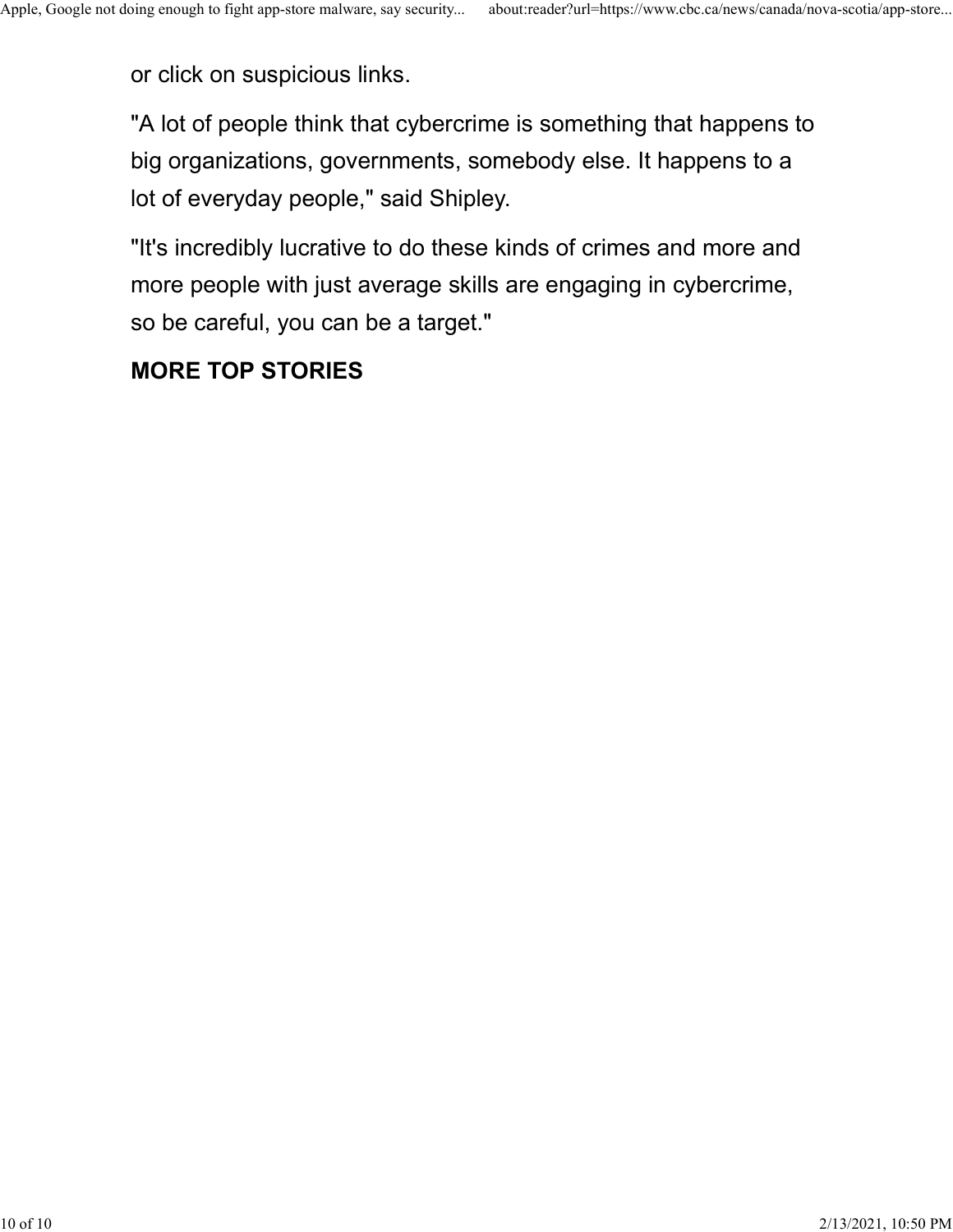or click on suspicious links.

"A lot of people think that cybercrime is something that happens to big organizations, governments, somebody else. It happens to a lot of everyday people," said Shipley.

"It's incredibly lucrative to do these kinds of crimes and more and more people with just average skills are engaging in cybercrime, so be careful, you can be a target."

**MORE TOP STORIES**